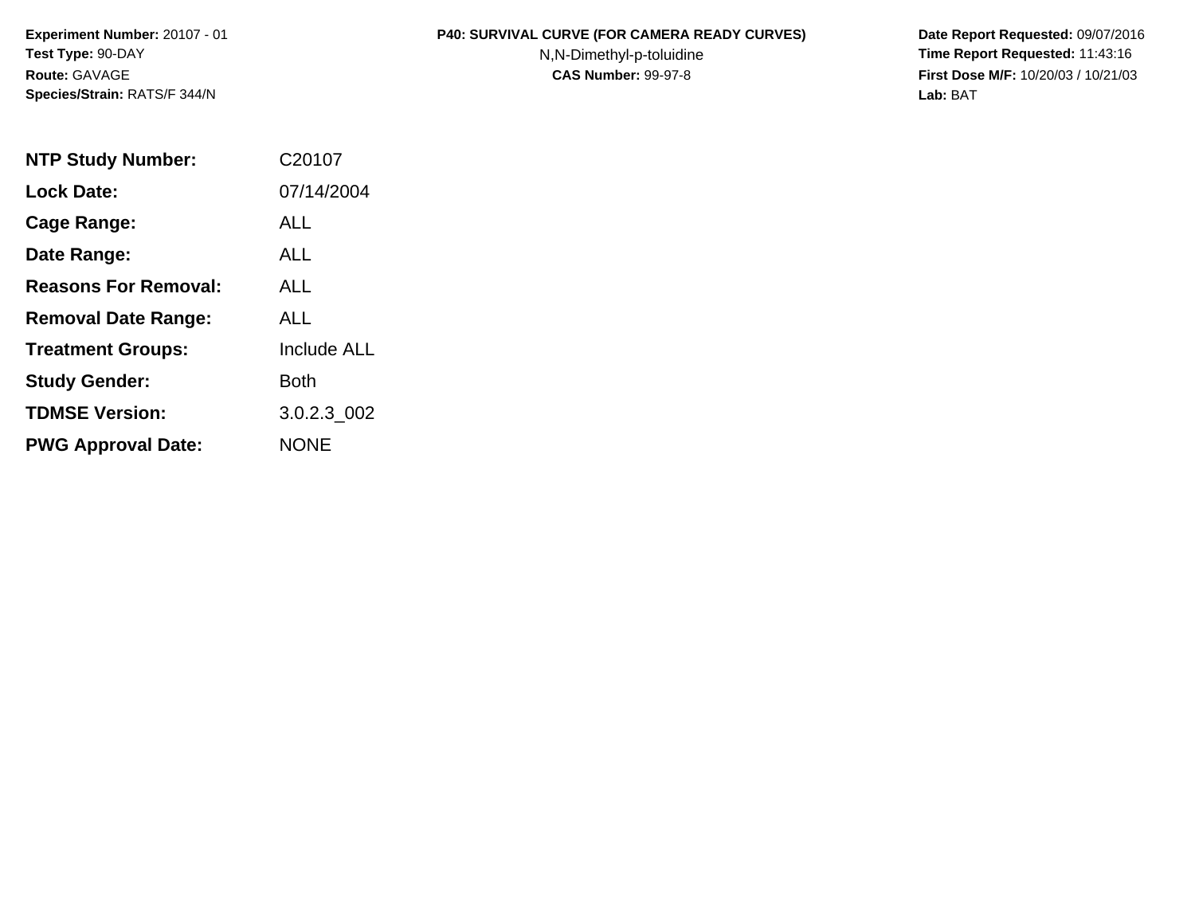**Experiment Number:** 20107 - 01
**Test Type:** 90-DAY
**Route:** GAVAGE
**Species/Strain:** RATS/F 344/N

**P40: SURVIVAL CURVE (FOR CAMERA READY CURVES)**
N,N-Dimethyl-p-toluidine
**CAS Number:** 99-97-8

**Date Report Requested:** 09/07/2016
**Time Report Requested:** 11:43:16
**First Dose M/F:** 10/20/03 / 10/21/03
**Lab:** BAT

| | |
|---|---|
| **NTP Study Number:** | C20107 |
| **Lock Date:** | 07/14/2004 |
| **Cage Range:** | ALL |
| **Date Range:** | ALL |
| **Reasons For Removal:** | ALL |
| **Removal Date Range:** | ALL |
| **Treatment Groups:** | Include ALL |
| **Study Gender:** | Both |
| **TDMSE Version:** | 3.0.2.3_002 |
| **PWG Approval Date:** | NONE |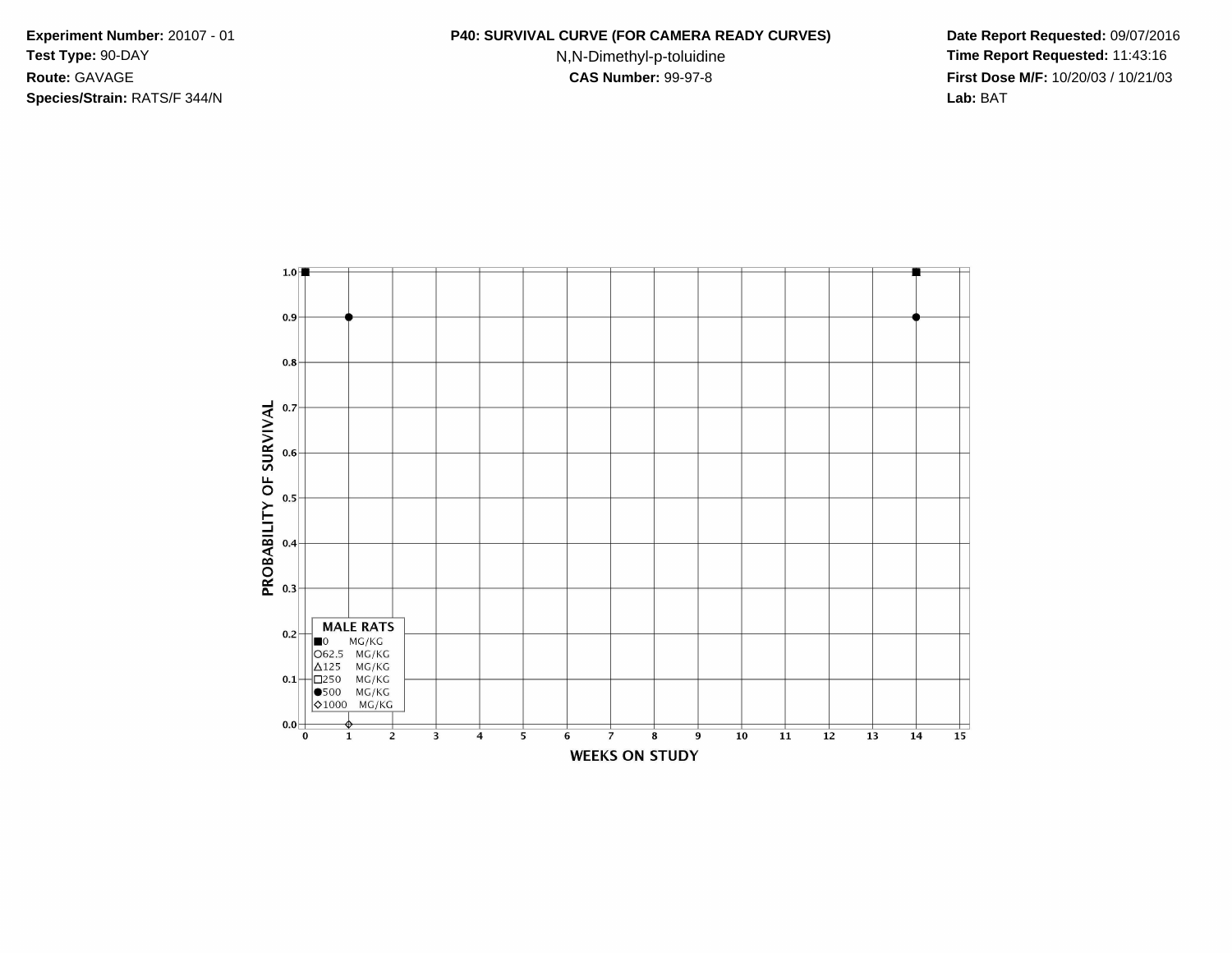**Experiment Number:** 20107 - 01
**Test Type:** 90-DAY
**Route:** GAVAGE
**Species/Strain:** RATS/F 344/N

**P40: SURVIVAL CURVE (FOR CAMERA READY CURVES)**
N,N-Dimethyl-p-toluidine
**CAS Number:** 99-97-8

**Date Report Requested:** 09/07/2016
**Time Report Requested:** 11:43:16
**First Dose M/F:** 10/20/03 / 10/21/03
**Lab:** BAT

PROBABILITY OF SURVIVAL

1.0
0.9
0.8
0.7
0.6
0.5
0.4
0.3
0.2
0.1
0.0

WEEKS ON STUDY

0 1 2 3 4 5 6 7 8 9 10 11 12 13 14 15

**MALE RATS**
■0 MG/KG
○62.5 MG/KG
△125 MG/KG
□250 MG/KG
●500 MG/KG
◇1000 MG/KG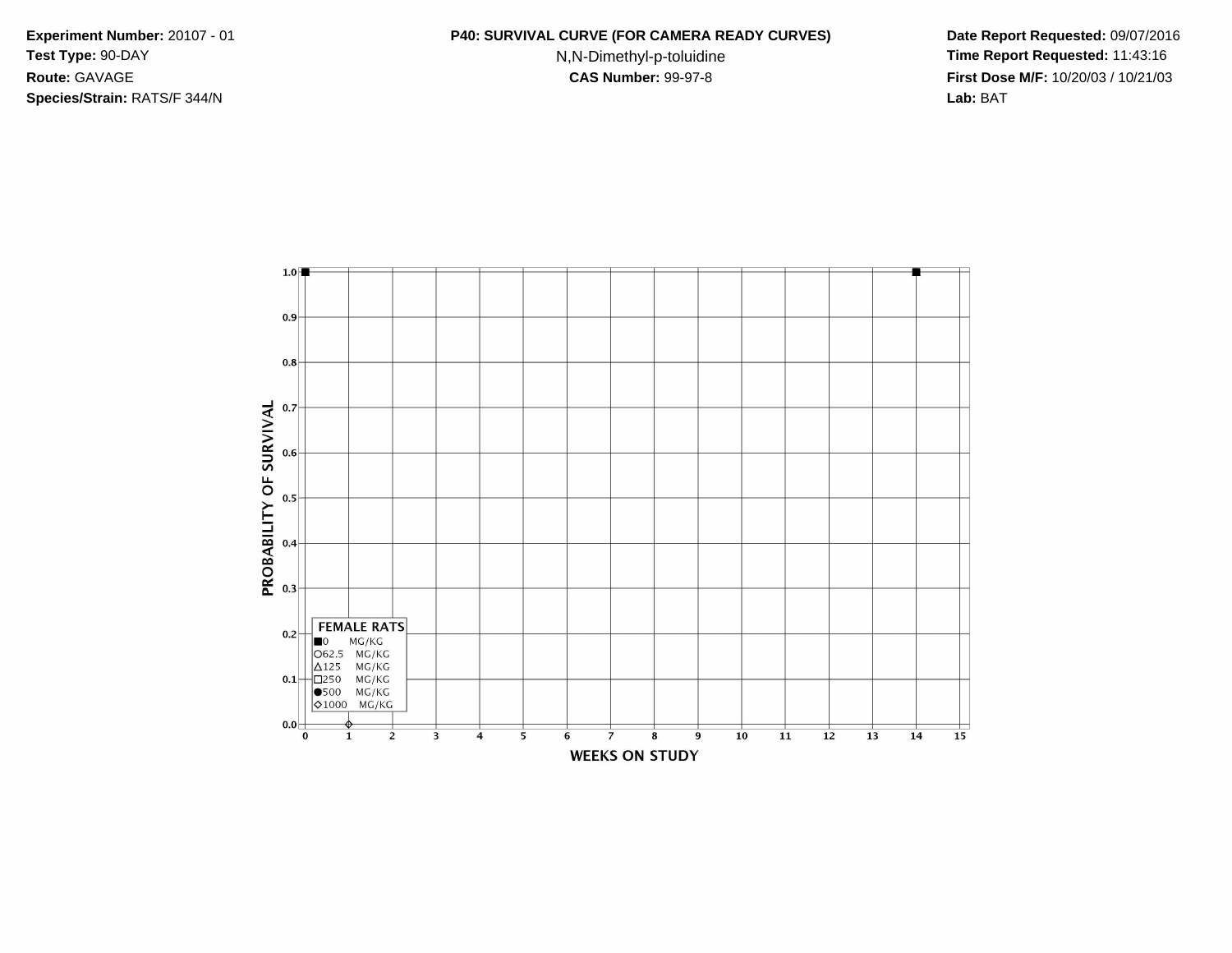**Experiment Number:** 20107 - 01
**Test Type:** 90-DAY
**Route:** GAVAGE
**Species/Strain:** RATS/F 344/N

**P40: SURVIVAL CURVE (FOR CAMERA READY CURVES)**
N,N-Dimethyl-p-toluidine
**CAS Number:** 99-97-8

**Date Report Requested:** 09/07/2016
**Time Report Requested:** 11:43:16
**First Dose M/F:** 10/20/03 / 10/21/03
**Lab:** BAT

PROBABILITY OF SURVIVAL

1.0
0.9
0.8
0.7
0.6
0.5
0.4
0.3
0.2
0.1
0.0

0 1 2 3 4 5 6 7 8 9 10 11 12 13 14 15

WEEKS ON STUDY

FEMALE RATS
■0 MG/KG
○62.5 MG/KG
△125 MG/KG
□250 MG/KG
●500 MG/KG
◇1000 MG/KG